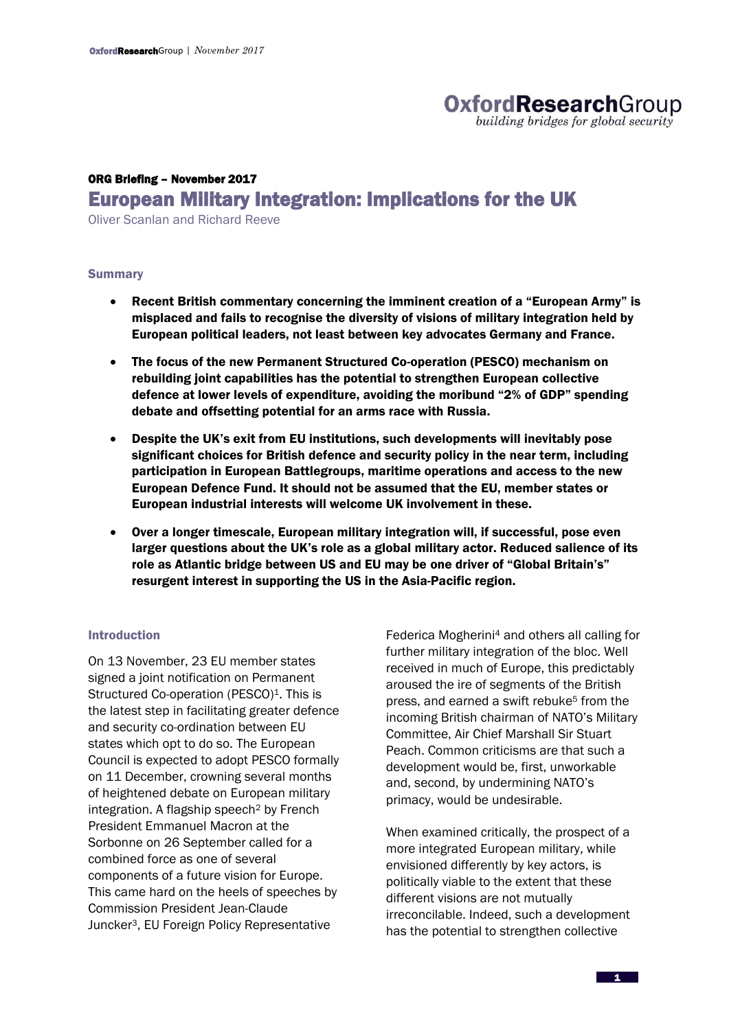ORG Briefing – November 2017

# European Military Integration: Implications for the UK

Oliver Scanlan and Richard Reeve

## Summary

- **Recent British commentary concerning the imminent creation of a "European Army" is misplaced and fails to recognise the diversity of visions of military integration held by European political leaders, not least between key advocates Germany and France.**
- **The focus of the new Permanent Structured Co-operation (PESCO) mechanism on rebuilding joint capabilities has the potential to strengthen European collective defence at lower levels of expenditure, avoiding the moribund "2% of GDP" spending debate and offsetting potential for an arms race with Russia.**
- **Despite the UK's exit from EU institutions, such developments will inevitably pose significant choices for British defence and security policy in the near term, including participation in European Battlegroups, maritime operations and access to the new European Defence Fund. It should not be assumed that the EU, member states or European industrial interests will welcome UK involvement in these.**
- **Over a longer timescale, European military integration will, if successful, pose even larger questions about the UK's role as a global military actor. Reduced salience of its role as Atlantic bridge between US and EU may be one driver of "Global Britain's" resurgent interest in supporting the US in the Asia-Pacific region.**

## Introduction

On 13 November, 23 EU member states signed a joint notification on Permanent Structured Co-operation (PESCO)[1]. This is the latest step in facilitating greater defence and security co-ordination between EU states which opt to do so. The European Council is expected to adopt PESCO formally on 11 December, crowning several months of heightened debate on European military integration. A flagship speech[2] by French President Emmanuel Macron at the Sorbonne on 26 September called for a combined force as one of several components of a future vision for Europe. This came hard on the heels of speeches by Commission President Jean-Claude Juncker[3], EU Foreign Policy Representative Federica Mogherini[4] and others all calling for further military integration of the bloc. Well received in much of Europe, this predictably aroused the ire of segments of the British press, and earned a swift rebuke[5] from the incoming British chairman of NATO's Military Committee, Air Chief Marshall Sir Stuart Peach. Common criticisms are that such a development would be, first, unworkable and, second, by undermining NATO's primacy, would be undesirable.

When examined critically, the prospect of a more integrated European military, while envisioned differently by key actors, is politically viable to the extent that these different visions are not mutually irreconcilable. Indeed, such a development has the potential to strengthen collective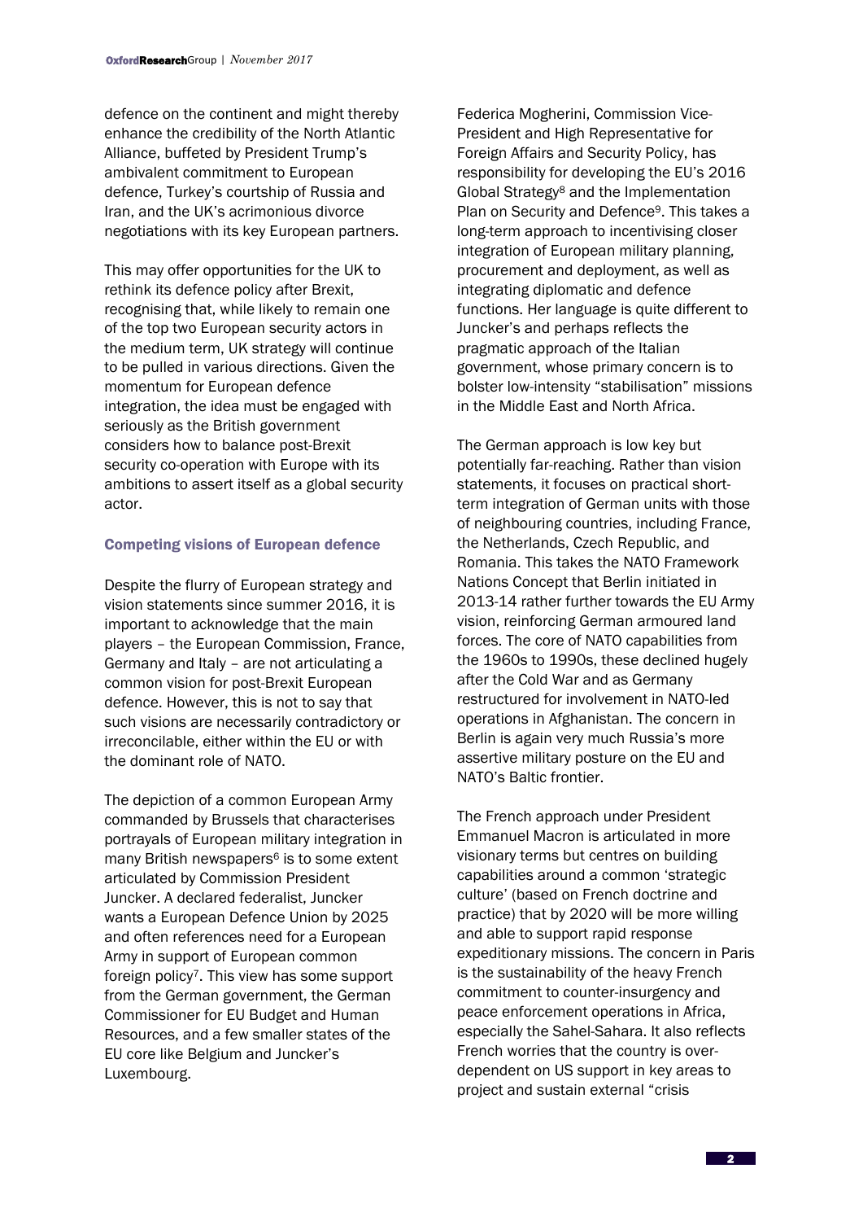defence on the continent and might thereby enhance the credibility of the North Atlantic Alliance, buffeted by President Trump's ambivalent commitment to European defence, Turkey's courtship of Russia and Iran, and the UK's acrimonious divorce negotiations with its key European partners.

This may offer opportunities for the UK to rethink its defence policy after Brexit, recognising that, while likely to remain one of the top two European security actors in the medium term, UK strategy will continue to be pulled in various directions. Given the momentum for European defence integration, the idea must be engaged with seriously as the British government considers how to balance post-Brexit security co-operation with Europe with its ambitions to assert itself as a global security actor.

## Competing visions of European defence

Despite the flurry of European strategy and vision statements since summer 2016, it is important to acknowledge that the main players – the European Commission, France, Germany and Italy – are not articulating a common vision for post-Brexit European defence. However, this is not to say that such visions are necessarily contradictory or irreconcilable, either within the EU or with the dominant role of NATO.

The depiction of a common European Army commanded by Brussels that characterises portrayals of European military integration in many British newspapers[6] is to some extent articulated by Commission President Juncker. A declared federalist, Juncker wants a European Defence Union by 2025 and often references need for a European Army in support of European common foreign policy[7]. This view has some support from the German government, the German Commissioner for EU Budget and Human Resources, and a few smaller states of the EU core like Belgium and Juncker's Luxembourg.

Federica Mogherini, Commission Vice-President and High Representative for Foreign Affairs and Security Policy, has responsibility for developing the EU's 2016 Global Strategy[8] and the Implementation Plan on Security and Defence[9]. This takes a long-term approach to incentivising closer integration of European military planning, procurement and deployment, as well as integrating diplomatic and defence functions. Her language is quite different to Juncker's and perhaps reflects the pragmatic approach of the Italian government, whose primary concern is to bolster low-intensity "stabilisation" missions in the Middle East and North Africa.

The German approach is low key but potentially far-reaching. Rather than vision statements, it focuses on practical short-term integration of German units with those of neighbouring countries, including France, the Netherlands, Czech Republic, and Romania. This takes the NATO Framework Nations Concept that Berlin initiated in 2013-14 rather further towards the EU Army vision, reinforcing German armoured land forces. The core of NATO capabilities from the 1960s to 1990s, these declined hugely after the Cold War and as Germany restructured for involvement in NATO-led operations in Afghanistan. The concern in Berlin is again very much Russia's more assertive military posture on the EU and NATO's Baltic frontier.

The French approach under President Emmanuel Macron is articulated in more visionary terms but centres on building capabilities around a common 'strategic culture' (based on French doctrine and practice) that by 2020 will be more willing and able to support rapid response expeditionary missions. The concern in Paris is the sustainability of the heavy French commitment to counter-insurgency and peace enforcement operations in Africa, especially the Sahel-Sahara. It also reflects French worries that the country is over-dependent on US support in key areas to project and sustain external "crisis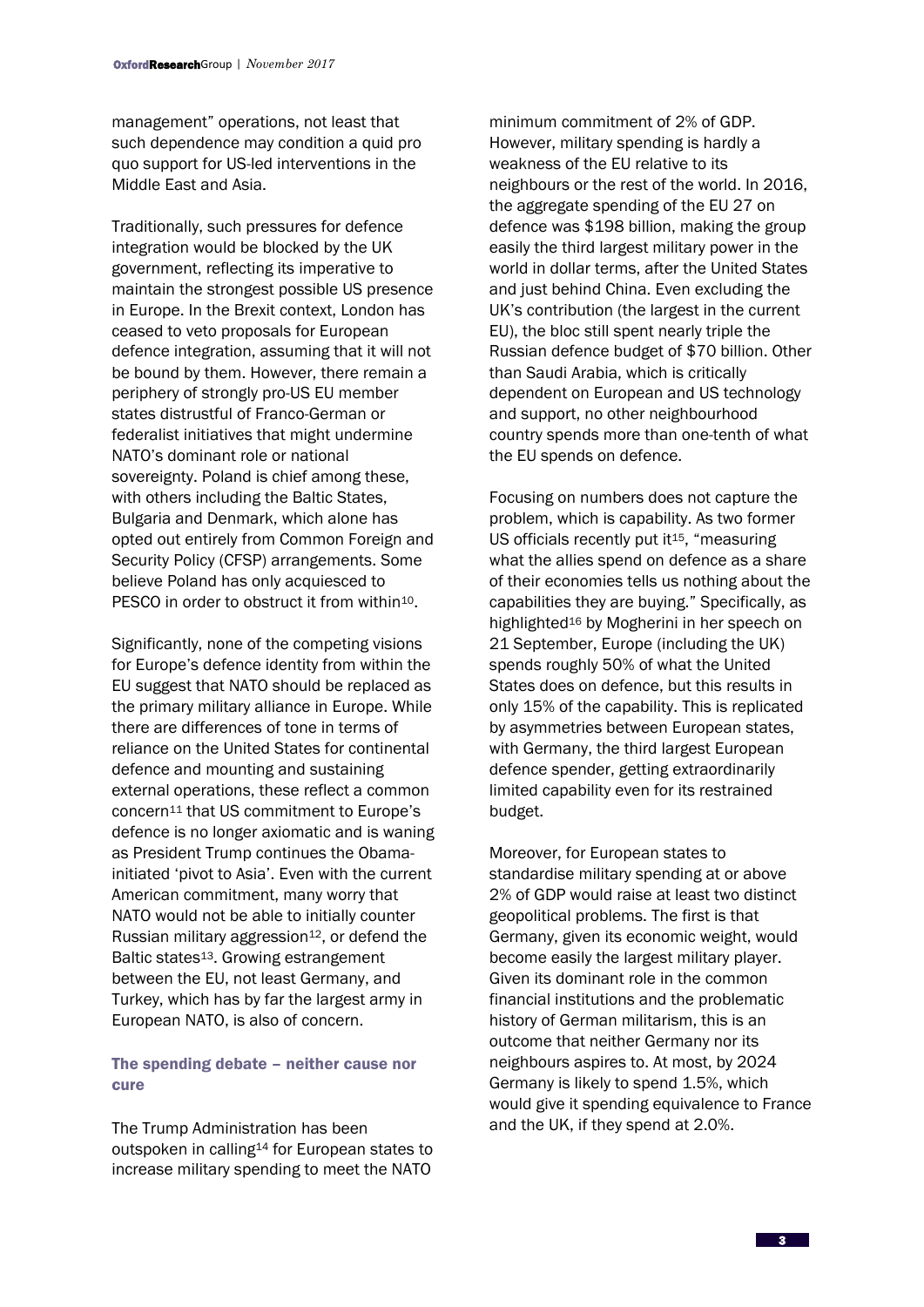management" operations, not least that such dependence may condition a quid pro quo support for US-led interventions in the Middle East and Asia.

Traditionally, such pressures for defence integration would be blocked by the UK government, reflecting its imperative to maintain the strongest possible US presence in Europe. In the Brexit context, London has ceased to veto proposals for European defence integration, assuming that it will not be bound by them. However, there remain a periphery of strongly pro-US EU member states distrustful of Franco-German or federalist initiatives that might undermine NATO's dominant role or national sovereignty. Poland is chief among these, with others including the Baltic States, Bulgaria and Denmark, which alone has opted out entirely from Common Foreign and Security Policy (CFSP) arrangements. Some believe Poland has only acquiesced to PESCO in order to obstruct it from within[10].

Significantly, none of the competing visions for Europe's defence identity from within the EU suggest that NATO should be replaced as the primary military alliance in Europe. While there are differences of tone in terms of reliance on the United States for continental defence and mounting and sustaining external operations, these reflect a common concern[11] that US commitment to Europe's defence is no longer axiomatic and is waning as President Trump continues the Obama-initiated 'pivot to Asia'. Even with the current American commitment, many worry that NATO would not be able to initially counter Russian military aggression[12], or defend the Baltic states[13]. Growing estrangement between the EU, not least Germany, and Turkey, which has by far the largest army in European NATO, is also of concern.

## The spending debate – neither cause nor cure

The Trump Administration has been outspoken in calling[14] for European states to increase military spending to meet the NATO minimum commitment of 2% of GDP. However, military spending is hardly a weakness of the EU relative to its neighbours or the rest of the world. In 2016, the aggregate spending of the EU 27 on defence was $198 billion, making the group easily the third largest military power in the world in dollar terms, after the United States and just behind China. Even excluding the UK's contribution (the largest in the current EU), the bloc still spent nearly triple the Russian defence budget of $70 billion. Other than Saudi Arabia, which is critically dependent on European and US technology and support, no other neighbourhood country spends more than one-tenth of what the EU spends on defence.

Focusing on numbers does not capture the problem, which is capability. As two former US officials recently put it[15], "measuring what the allies spend on defence as a share of their economies tells us nothing about the capabilities they are buying." Specifically, as highlighted[16] by Mogherini in her speech on 21 September, Europe (including the UK) spends roughly 50% of what the United States does on defence, but this results in only 15% of the capability. This is replicated by asymmetries between European states, with Germany, the third largest European defence spender, getting extraordinarily limited capability even for its restrained budget.

Moreover, for European states to standardise military spending at or above 2% of GDP would raise at least two distinct geopolitical problems. The first is that Germany, given its economic weight, would become easily the largest military player. Given its dominant role in the common financial institutions and the problematic history of German militarism, this is an outcome that neither Germany nor its neighbours aspires to. At most, by 2024 Germany is likely to spend 1.5%, which would give it spending equivalence to France and the UK, if they spend at 2.0%.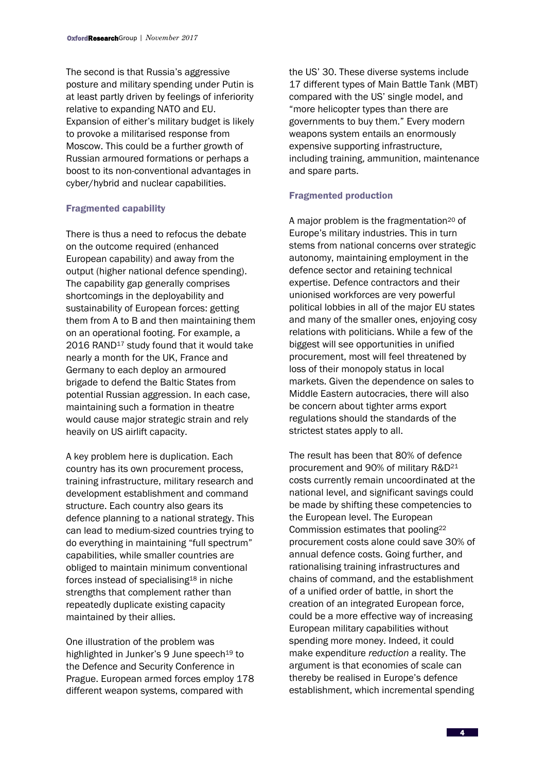The second is that Russia's aggressive posture and military spending under Putin is at least partly driven by feelings of inferiority relative to expanding NATO and EU. Expansion of either's military budget is likely to provoke a militarised response from Moscow. This could be a further growth of Russian armoured formations or perhaps a boost to its non-conventional advantages in cyber/hybrid and nuclear capabilities.

### Fragmented capability

There is thus a need to refocus the debate on the outcome required (enhanced European capability) and away from the output (higher national defence spending). The capability gap generally comprises shortcomings in the deployability and sustainability of European forces: getting them from A to B and then maintaining them on an operational footing. For example, a 2016 RAND[17] study found that it would take nearly a month for the UK, France and Germany to each deploy an armoured brigade to defend the Baltic States from potential Russian aggression. In each case, maintaining such a formation in theatre would cause major strategic strain and rely heavily on US airlift capacity.

A key problem here is duplication. Each country has its own procurement process, training infrastructure, military research and development establishment and command structure. Each country also gears its defence planning to a national strategy. This can lead to medium-sized countries trying to do everything in maintaining "full spectrum" capabilities, while smaller countries are obliged to maintain minimum conventional forces instead of specialising[18] in niche strengths that complement rather than repeatedly duplicate existing capacity maintained by their allies.

One illustration of the problem was highlighted in Junker's 9 June speech[19] to the Defence and Security Conference in Prague. European armed forces employ 178 different weapon systems, compared with the US' 30. These diverse systems include 17 different types of Main Battle Tank (MBT) compared with the US' single model, and "more helicopter types than there are governments to buy them." Every modern weapons system entails an enormously expensive supporting infrastructure, including training, ammunition, maintenance and spare parts.

### Fragmented production

A major problem is the fragmentation[20] of Europe's military industries. This in turn stems from national concerns over strategic autonomy, maintaining employment in the defence sector and retaining technical expertise. Defence contractors and their unionised workforces are very powerful political lobbies in all of the major EU states and many of the smaller ones, enjoying cosy relations with politicians. While a few of the biggest will see opportunities in unified procurement, most will feel threatened by loss of their monopoly status in local markets. Given the dependence on sales to Middle Eastern autocracies, there will also be concern about tighter arms export regulations should the standards of the strictest states apply to all.

The result has been that 80% of defence procurement and 90% of military R&D[21] costs currently remain uncoordinated at the national level, and significant savings could be made by shifting these competencies to the European level. The European Commission estimates that pooling[22] procurement costs alone could save 30% of annual defence costs. Going further, and rationalising training infrastructures and chains of command, and the establishment of a unified order of battle, in short the creation of an integrated European force, could be a more effective way of increasing European military capabilities without spending more money. Indeed, it could make expenditure *reduction* a reality. The argument is that economies of scale can thereby be realised in Europe's defence establishment, which incremental spending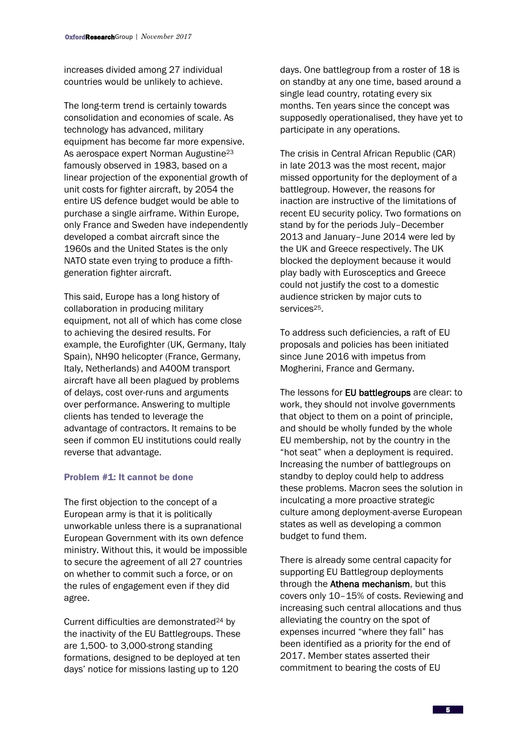increases divided among 27 individual countries would be unlikely to achieve.

The long-term trend is certainly towards consolidation and economies of scale. As technology has advanced, military equipment has become far more expensive. As aerospace expert Norman Augustine[23] famously observed in 1983, based on a linear projection of the exponential growth of unit costs for fighter aircraft, by 2054 the entire US defence budget would be able to purchase a single airframe. Within Europe, only France and Sweden have independently developed a combat aircraft since the 1960s and the United States is the only NATO state even trying to produce a fifth-generation fighter aircraft.

This said, Europe has a long history of collaboration in producing military equipment, not all of which has come close to achieving the desired results. For example, the Eurofighter (UK, Germany, Italy Spain), NH90 helicopter (France, Germany, Italy, Netherlands) and A400M transport aircraft have all been plagued by problems of delays, cost over-runs and arguments over performance. Answering to multiple clients has tended to leverage the advantage of contractors. It remains to be seen if common EU institutions could really reverse that advantage.

### Problem #1: It cannot be done

The first objection to the concept of a European army is that it is politically unworkable unless there is a supranational European Government with its own defence ministry. Without this, it would be impossible to secure the agreement of all 27 countries on whether to commit such a force, or on the rules of engagement even if they did agree.

Current difficulties are demonstrated[24] by the inactivity of the EU Battlegroups. These are 1,500- to 3,000-strong standing formations, designed to be deployed at ten days' notice for missions lasting up to 120 days. One battlegroup from a roster of 18 is on standby at any one time, based around a single lead country, rotating every six months. Ten years since the concept was supposedly operationalised, they have yet to participate in any operations.

The crisis in Central African Republic (CAR) in late 2013 was the most recent, major missed opportunity for the deployment of a battlegroup. However, the reasons for inaction are instructive of the limitations of recent EU security policy. Two formations on stand by for the periods July–December 2013 and January–June 2014 were led by the UK and Greece respectively. The UK blocked the deployment because it would play badly with Eurosceptics and Greece could not justify the cost to a domestic audience stricken by major cuts to services[25].

To address such deficiencies, a raft of EU proposals and policies has been initiated since June 2016 with impetus from Mogherini, France and Germany.

The lessons for **EU battlegroups** are clear: to work, they should not involve governments that object to them on a point of principle, and should be wholly funded by the whole EU membership, not by the country in the "hot seat" when a deployment is required. Increasing the number of battlegroups on standby to deploy could help to address these problems. Macron sees the solution in inculcating a more proactive strategic culture among deployment-averse European states as well as developing a common budget to fund them.

There is already some central capacity for supporting EU Battlegroup deployments through the **Athena mechanism**, but this covers only 10–15% of costs. Reviewing and increasing such central allocations and thus alleviating the country on the spot of expenses incurred "where they fall" has been identified as a priority for the end of 2017. Member states asserted their commitment to bearing the costs of EU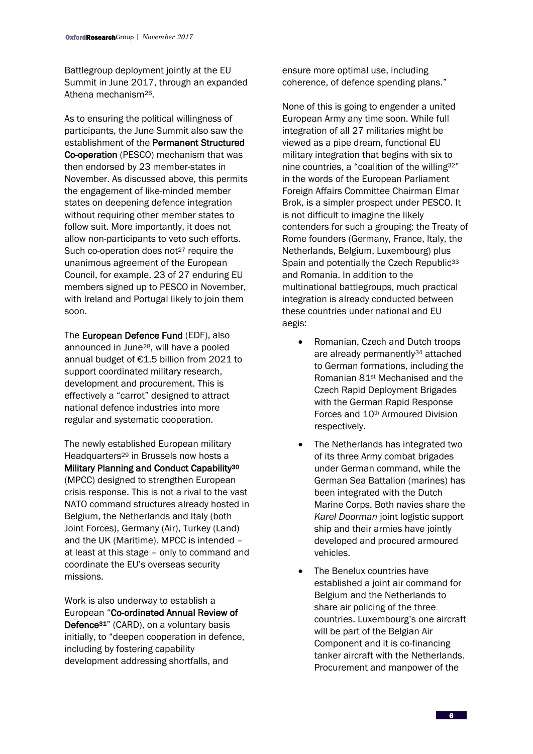Battlegroup deployment jointly at the EU Summit in June 2017, through an expanded Athena mechanism[26].

As to ensuring the political willingness of participants, the June Summit also saw the establishment of the **Permanent Structured Co-operation** (PESCO) mechanism that was then endorsed by 23 member-states in November. As discussed above, this permits the engagement of like-minded member states on deepening defence integration without requiring other member states to follow suit. More importantly, it does not allow non-participants to veto such efforts. Such co-operation does not[27] require the unanimous agreement of the European Council, for example. 23 of 27 enduring EU members signed up to PESCO in November, with Ireland and Portugal likely to join them soon.

The **European Defence Fund** (EDF), also announced in June[28], will have a pooled annual budget of €1.5 billion from 2021 to support coordinated military research, development and procurement. This is effectively a "carrot" designed to attract national defence industries into more regular and systematic cooperation.

The newly established European military Headquarters[29] in Brussels now hosts a **Military Planning and Conduct Capability**[30] (MPCC) designed to strengthen European crisis response. This is not a rival to the vast NATO command structures already hosted in Belgium, the Netherlands and Italy (both Joint Forces), Germany (Air), Turkey (Land) and the UK (Maritime). MPCC is intended – at least at this stage – only to command and coordinate the EU's overseas security missions.

Work is also underway to establish a European "**Co-ordinated Annual Review of Defence**[31]" (CARD), on a voluntary basis initially, to "deepen cooperation in defence, including by fostering capability development addressing shortfalls, and ensure more optimal use, including coherence, of defence spending plans."

None of this is going to engender a united European Army any time soon. While full integration of all 27 militaries might be viewed as a pipe dream, functional EU military integration that begins with six to nine countries, a "coalition of the willing[32]" in the words of the European Parliament Foreign Affairs Committee Chairman Elmar Brok, is a simpler prospect under PESCO. It is not difficult to imagine the likely contenders for such a grouping: the Treaty of Rome founders (Germany, France, Italy, the Netherlands, Belgium, Luxembourg) plus Spain and potentially the Czech Republic[33] and Romania. In addition to the multinational battlegroups, much practical integration is already conducted between these countries under national and EU aegis:

- Romanian, Czech and Dutch troops are already permanently[34] attached to German formations, including the Romanian 81st Mechanised and the Czech Rapid Deployment Brigades with the German Rapid Response Forces and 10th Armoured Division respectively.
- The Netherlands has integrated two of its three Army combat brigades under German command, while the German Sea Battalion (marines) has been integrated with the Dutch Marine Corps. Both navies share the *Karel Doorman* joint logistic support ship and their armies have jointly developed and procured armoured vehicles.
- The Benelux countries have established a joint air command for Belgium and the Netherlands to share air policing of the three countries. Luxembourg's one aircraft will be part of the Belgian Air Component and it is co-financing tanker aircraft with the Netherlands. Procurement and manpower of the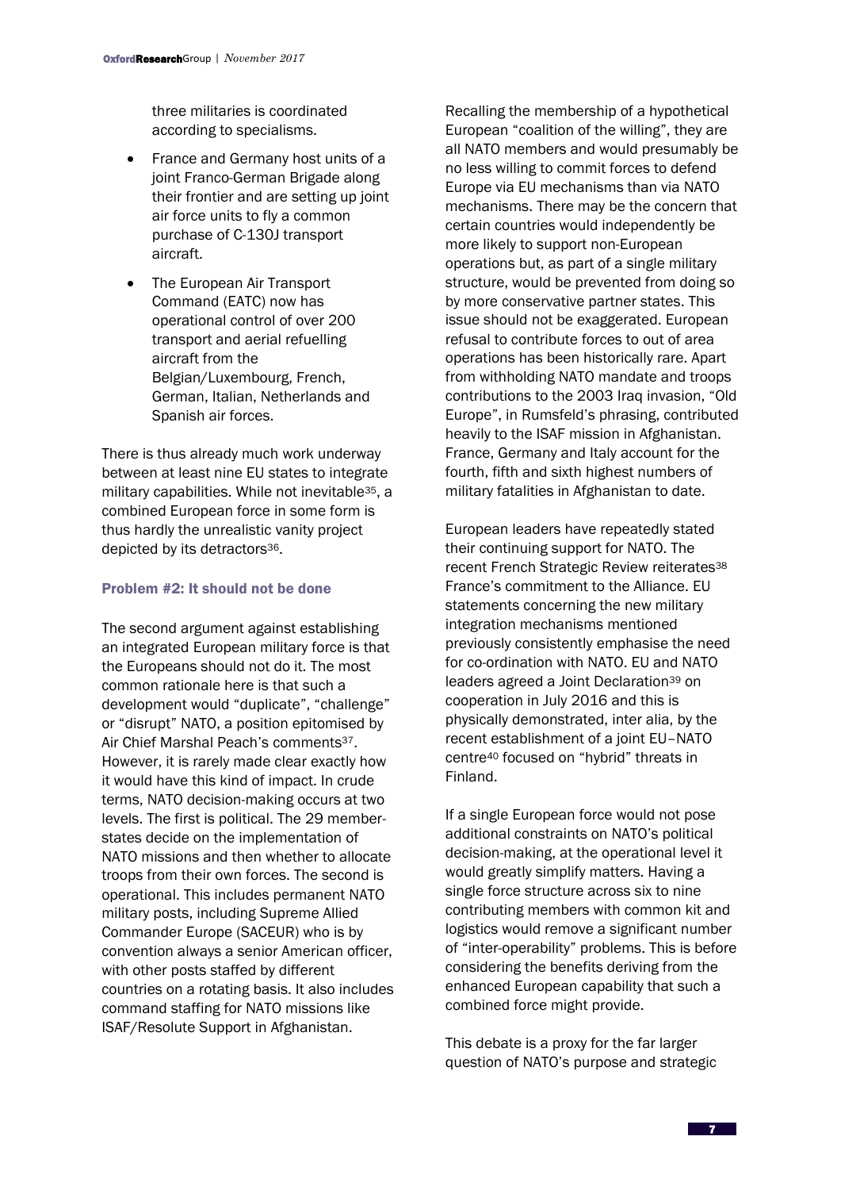three militaries is coordinated according to specialisms.

- France and Germany host units of a joint Franco-German Brigade along their frontier and are setting up joint air force units to fly a common purchase of C-130J transport aircraft.
- The European Air Transport Command (EATC) now has operational control of over 200 transport and aerial refuelling aircraft from the Belgian/Luxembourg, French, German, Italian, Netherlands and Spanish air forces.

There is thus already much work underway between at least nine EU states to integrate military capabilities. While not inevitable[35], a combined European force in some form is thus hardly the unrealistic vanity project depicted by its detractors[36].

### Problem #2: It should not be done

The second argument against establishing an integrated European military force is that the Europeans should not do it. The most common rationale here is that such a development would "duplicate", "challenge" or "disrupt" NATO, a position epitomised by Air Chief Marshal Peach's comments[37]. However, it is rarely made clear exactly how it would have this kind of impact. In crude terms, NATO decision-making occurs at two levels. The first is political. The 29 member-states decide on the implementation of NATO missions and then whether to allocate troops from their own forces. The second is operational. This includes permanent NATO military posts, including Supreme Allied Commander Europe (SACEUR) who is by convention always a senior American officer, with other posts staffed by different countries on a rotating basis. It also includes command staffing for NATO missions like ISAF/Resolute Support in Afghanistan.

Recalling the membership of a hypothetical European "coalition of the willing", they are all NATO members and would presumably be no less willing to commit forces to defend Europe via EU mechanisms than via NATO mechanisms. There may be the concern that certain countries would independently be more likely to support non-European operations but, as part of a single military structure, would be prevented from doing so by more conservative partner states. This issue should not be exaggerated. European refusal to contribute forces to out of area operations has been historically rare. Apart from withholding NATO mandate and troops contributions to the 2003 Iraq invasion, "Old Europe", in Rumsfeld's phrasing, contributed heavily to the ISAF mission in Afghanistan. France, Germany and Italy account for the fourth, fifth and sixth highest numbers of military fatalities in Afghanistan to date.

European leaders have repeatedly stated their continuing support for NATO. The recent French Strategic Review reiterates[38] France's commitment to the Alliance. EU statements concerning the new military integration mechanisms mentioned previously consistently emphasise the need for co-ordination with NATO. EU and NATO leaders agreed a Joint Declaration[39] on cooperation in July 2016 and this is physically demonstrated, inter alia, by the recent establishment of a joint EU–NATO centre[40] focused on "hybrid" threats in Finland.

If a single European force would not pose additional constraints on NATO's political decision-making, at the operational level it would greatly simplify matters. Having a single force structure across six to nine contributing members with common kit and logistics would remove a significant number of "inter-operability" problems. This is before considering the benefits deriving from the enhanced European capability that such a combined force might provide.

This debate is a proxy for the far larger question of NATO's purpose and strategic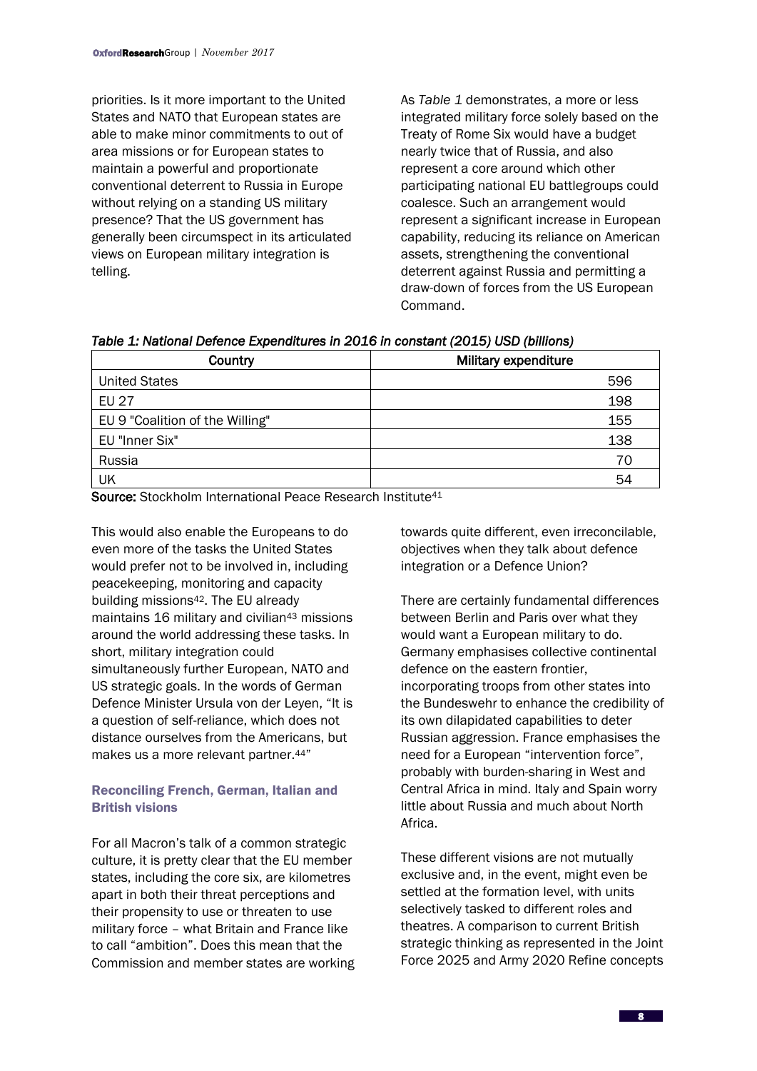priorities. Is it more important to the United States and NATO that European states are able to make minor commitments to out of area missions or for European states to maintain a powerful and proportionate conventional deterrent to Russia in Europe without relying on a standing US military presence? That the US government has generally been circumspect in its articulated views on European military integration is telling.

As *Table 1* demonstrates, a more or less integrated military force solely based on the Treaty of Rome Six would have a budget nearly twice that of Russia, and also represent a core around which other participating national EU battlegroups could coalesce. Such an arrangement would represent a significant increase in European capability, reducing its reliance on American assets, strengthening the conventional deterrent against Russia and permitting a draw-down of forces from the US European Command.

*Table 1: National Defence Expenditures in 2016 in constant (2015) USD (billions)*

| Country | Military expenditure |
|---|---:|
| United States | 596 |
| EU 27 | 198 |
| EU 9 "Coalition of the Willing" | 155 |
| EU "Inner Six" | 138 |
| Russia | 70 |
| UK | 54 |

**Source:** Stockholm International Peace Research Institute[41]

This would also enable the Europeans to do even more of the tasks the United States would prefer not to be involved in, including peacekeeping, monitoring and capacity building missions[42]. The EU already maintains 16 military and civilian[43] missions around the world addressing these tasks. In short, military integration could simultaneously further European, NATO and US strategic goals. In the words of German Defence Minister Ursula von der Leyen, "It is a question of self-reliance, which does not distance ourselves from the Americans, but makes us a more relevant partner.[44]"

## Reconciling French, German, Italian and British visions

For all Macron's talk of a common strategic culture, it is pretty clear that the EU member states, including the core six, are kilometres apart in both their threat perceptions and their propensity to use or threaten to use military force – what Britain and France like to call "ambition". Does this mean that the Commission and member states are working towards quite different, even irreconcilable, objectives when they talk about defence integration or a Defence Union?

There are certainly fundamental differences between Berlin and Paris over what they would want a European military to do. Germany emphasises collective continental defence on the eastern frontier, incorporating troops from other states into the Bundeswehr to enhance the credibility of its own dilapidated capabilities to deter Russian aggression. France emphasises the need for a European "intervention force", probably with burden-sharing in West and Central Africa in mind. Italy and Spain worry little about Russia and much about North Africa.

These different visions are not mutually exclusive and, in the event, might even be settled at the formation level, with units selectively tasked to different roles and theatres. A comparison to current British strategic thinking as represented in the Joint Force 2025 and Army 2020 Refine concepts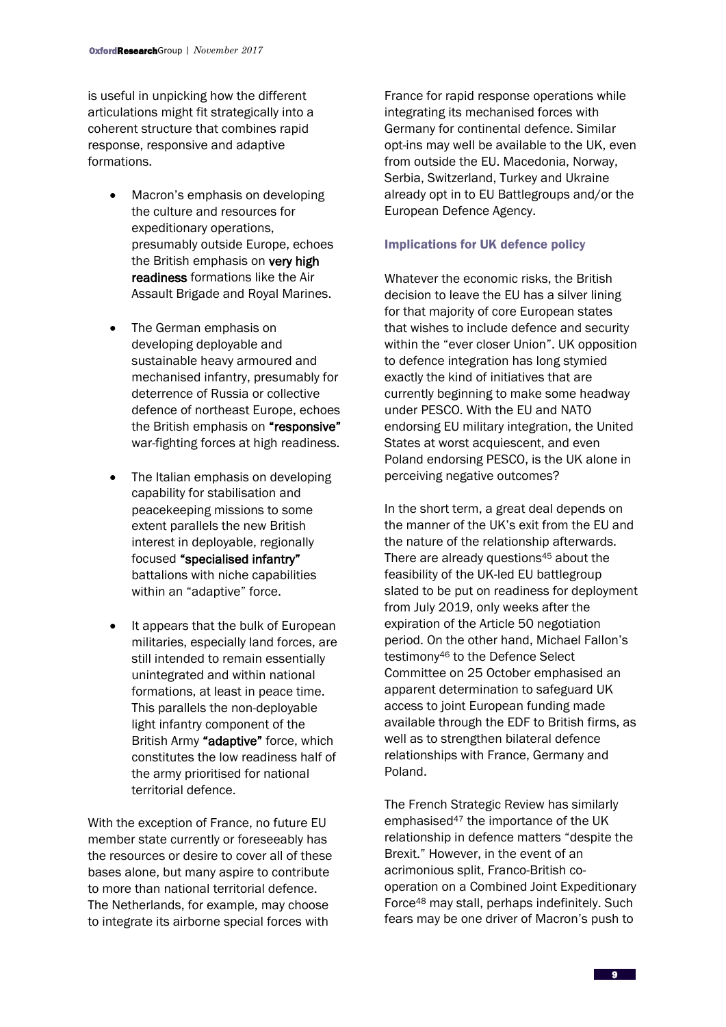is useful in unpicking how the different articulations might fit strategically into a coherent structure that combines rapid response, responsive and adaptive formations.

- Macron's emphasis on developing the culture and resources for expeditionary operations, presumably outside Europe, echoes the British emphasis on **very high readiness** formations like the Air Assault Brigade and Royal Marines.

- The German emphasis on developing deployable and sustainable heavy armoured and mechanised infantry, presumably for deterrence of Russia or collective defence of northeast Europe, echoes the British emphasis on **"responsive"** war-fighting forces at high readiness.

- The Italian emphasis on developing capability for stabilisation and peacekeeping missions to some extent parallels the new British interest in deployable, regionally focused **"specialised infantry"** battalions with niche capabilities within an "adaptive" force.

- It appears that the bulk of European militaries, especially land forces, are still intended to remain essentially unintegrated and within national formations, at least in peace time. This parallels the non-deployable light infantry component of the British Army **"adaptive"** force, which constitutes the low readiness half of the army prioritised for national territorial defence.

With the exception of France, no future EU member state currently or foreseeably has the resources or desire to cover all of these bases alone, but many aspire to contribute to more than national territorial defence. The Netherlands, for example, may choose to integrate its airborne special forces with France for rapid response operations while integrating its mechanised forces with Germany for continental defence. Similar opt-ins may well be available to the UK, even from outside the EU. Macedonia, Norway, Serbia, Switzerland, Turkey and Ukraine already opt in to EU Battlegroups and/or the European Defence Agency.

### Implications for UK defence policy

Whatever the economic risks, the British decision to leave the EU has a silver lining for that majority of core European states that wishes to include defence and security within the "ever closer Union". UK opposition to defence integration has long stymied exactly the kind of initiatives that are currently beginning to make some headway under PESCO. With the EU and NATO endorsing EU military integration, the United States at worst acquiescent, and even Poland endorsing PESCO, is the UK alone in perceiving negative outcomes?

In the short term, a great deal depends on the manner of the UK's exit from the EU and the nature of the relationship afterwards. There are already questions[45] about the feasibility of the UK-led EU battlegroup slated to be put on readiness for deployment from July 2019, only weeks after the expiration of the Article 50 negotiation period. On the other hand, Michael Fallon's testimony[46] to the Defence Select Committee on 25 October emphasised an apparent determination to safeguard UK access to joint European funding made available through the EDF to British firms, as well as to strengthen bilateral defence relationships with France, Germany and Poland.

The French Strategic Review has similarly emphasised[47] the importance of the UK relationship in defence matters "despite the Brexit." However, in the event of an acrimonious split, Franco-British co-operation on a Combined Joint Expeditionary Force[48] may stall, perhaps indefinitely. Such fears may be one driver of Macron's push to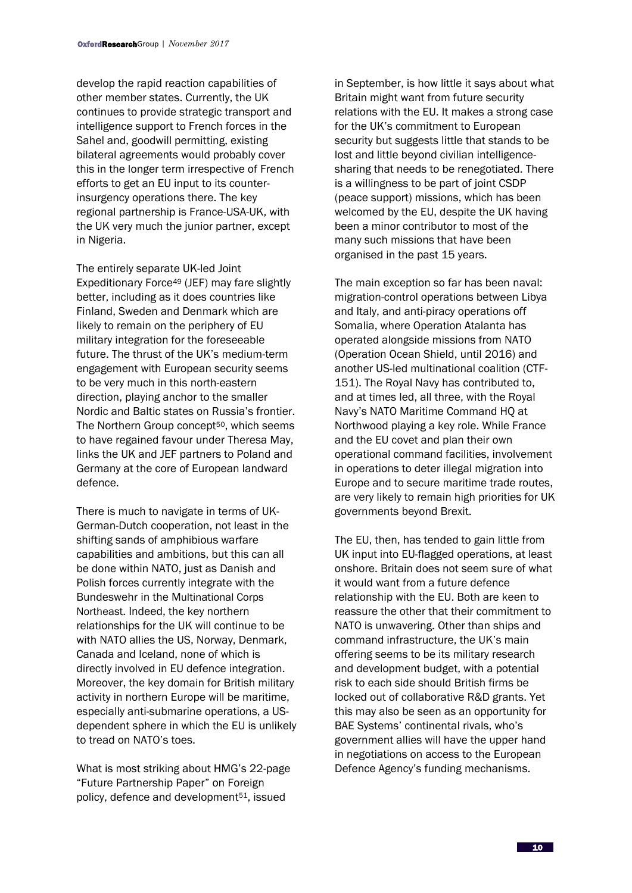develop the rapid reaction capabilities of other member states. Currently, the UK continues to provide strategic transport and intelligence support to French forces in the Sahel and, goodwill permitting, existing bilateral agreements would probably cover this in the longer term irrespective of French efforts to get an EU input to its counter-insurgency operations there. The key regional partnership is France-USA-UK, with the UK very much the junior partner, except in Nigeria.

The entirely separate UK-led Joint Expeditionary Force[49] (JEF) may fare slightly better, including as it does countries like Finland, Sweden and Denmark which are likely to remain on the periphery of EU military integration for the foreseeable future. The thrust of the UK's medium-term engagement with European security seems to be very much in this north-eastern direction, playing anchor to the smaller Nordic and Baltic states on Russia's frontier. The Northern Group concept[50], which seems to have regained favour under Theresa May, links the UK and JEF partners to Poland and Germany at the core of European landward defence.

There is much to navigate in terms of UK-German-Dutch cooperation, not least in the shifting sands of amphibious warfare capabilities and ambitions, but this can all be done within NATO, just as Danish and Polish forces currently integrate with the Bundeswehr in the Multinational Corps Northeast. Indeed, the key northern relationships for the UK will continue to be with NATO allies the US, Norway, Denmark, Canada and Iceland, none of which is directly involved in EU defence integration. Moreover, the key domain for British military activity in northern Europe will be maritime, especially anti-submarine operations, a US-dependent sphere in which the EU is unlikely to tread on NATO's toes.

What is most striking about HMG's 22-page "Future Partnership Paper" on Foreign policy, defence and development[51], issued in September, is how little it says about what Britain might want from future security relations with the EU. It makes a strong case for the UK's commitment to European security but suggests little that stands to be lost and little beyond civilian intelligence-sharing that needs to be renegotiated. There is a willingness to be part of joint CSDP (peace support) missions, which has been welcomed by the EU, despite the UK having been a minor contributor to most of the many such missions that have been organised in the past 15 years.

The main exception so far has been naval: migration-control operations between Libya and Italy, and anti-piracy operations off Somalia, where Operation Atalanta has operated alongside missions from NATO (Operation Ocean Shield, until 2016) and another US-led multinational coalition (CTF-151). The Royal Navy has contributed to, and at times led, all three, with the Royal Navy's NATO Maritime Command HQ at Northwood playing a key role. While France and the EU covet and plan their own operational command facilities, involvement in operations to deter illegal migration into Europe and to secure maritime trade routes, are very likely to remain high priorities for UK governments beyond Brexit.

The EU, then, has tended to gain little from UK input into EU-flagged operations, at least onshore. Britain does not seem sure of what it would want from a future defence relationship with the EU. Both are keen to reassure the other that their commitment to NATO is unwavering. Other than ships and command infrastructure, the UK's main offering seems to be its military research and development budget, with a potential risk to each side should British firms be locked out of collaborative R&D grants. Yet this may also be seen as an opportunity for BAE Systems' continental rivals, who's government allies will have the upper hand in negotiations on access to the European Defence Agency's funding mechanisms.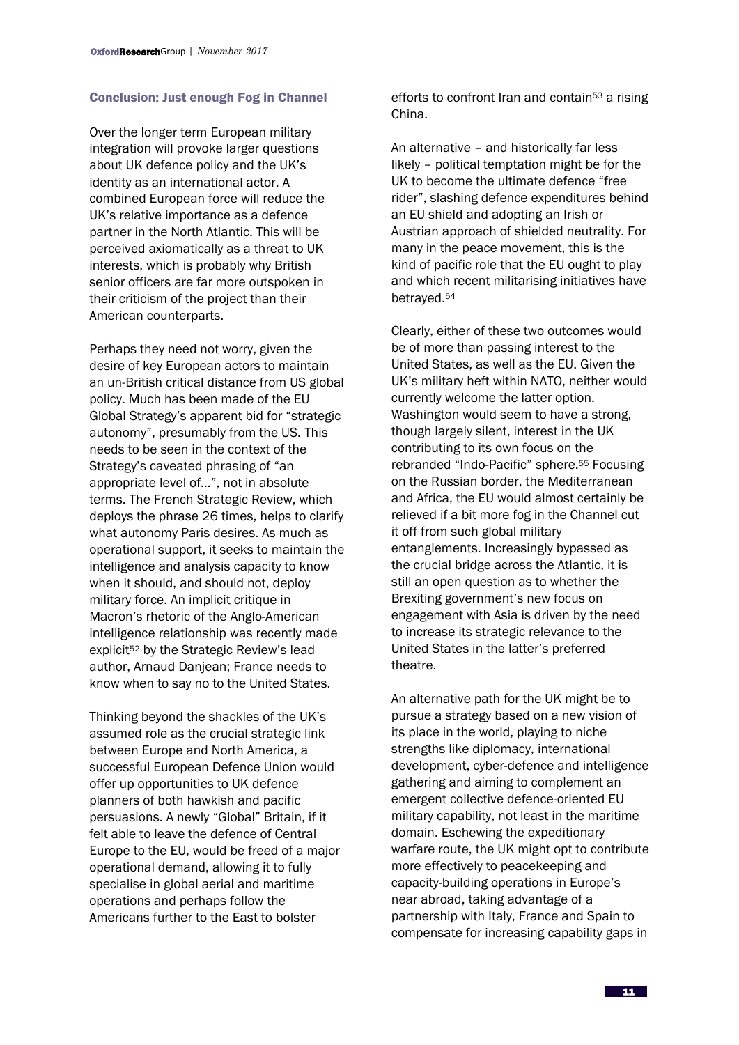## Conclusion: Just enough Fog in Channel

Over the longer term European military integration will provoke larger questions about UK defence policy and the UK's identity as an international actor. A combined European force will reduce the UK's relative importance as a defence partner in the North Atlantic. This will be perceived axiomatically as a threat to UK interests, which is probably why British senior officers are far more outspoken in their criticism of the project than their American counterparts.

Perhaps they need not worry, given the desire of key European actors to maintain an un-British critical distance from US global policy. Much has been made of the EU Global Strategy's apparent bid for "strategic autonomy", presumably from the US. This needs to be seen in the context of the Strategy's caveated phrasing of "an appropriate level of…", not in absolute terms. The French Strategic Review, which deploys the phrase 26 times, helps to clarify what autonomy Paris desires. As much as operational support, it seeks to maintain the intelligence and analysis capacity to know when it should, and should not, deploy military force. An implicit critique in Macron's rhetoric of the Anglo-American intelligence relationship was recently made explicit[52] by the Strategic Review's lead author, Arnaud Danjean; France needs to know when to say no to the United States.

Thinking beyond the shackles of the UK's assumed role as the crucial strategic link between Europe and North America, a successful European Defence Union would offer up opportunities to UK defence planners of both hawkish and pacific persuasions. A newly "Global" Britain, if it felt able to leave the defence of Central Europe to the EU, would be freed of a major operational demand, allowing it to fully specialise in global aerial and maritime operations and perhaps follow the Americans further to the East to bolster efforts to confront Iran and contain[53] a rising China.

An alternative – and historically far less likely – political temptation might be for the UK to become the ultimate defence "free rider", slashing defence expenditures behind an EU shield and adopting an Irish or Austrian approach of shielded neutrality. For many in the peace movement, this is the kind of pacific role that the EU ought to play and which recent militarising initiatives have betrayed.[54]

Clearly, either of these two outcomes would be of more than passing interest to the United States, as well as the EU. Given the UK's military heft within NATO, neither would currently welcome the latter option. Washington would seem to have a strong, though largely silent, interest in the UK contributing to its own focus on the rebranded "Indo-Pacific" sphere.[55] Focusing on the Russian border, the Mediterranean and Africa, the EU would almost certainly be relieved if a bit more fog in the Channel cut it off from such global military entanglements. Increasingly bypassed as the crucial bridge across the Atlantic, it is still an open question as to whether the Brexiting government's new focus on engagement with Asia is driven by the need to increase its strategic relevance to the United States in the latter's preferred theatre.

An alternative path for the UK might be to pursue a strategy based on a new vision of its place in the world, playing to niche strengths like diplomacy, international development, cyber-defence and intelligence gathering and aiming to complement an emergent collective defence-oriented EU military capability, not least in the maritime domain. Eschewing the expeditionary warfare route, the UK might opt to contribute more effectively to peacekeeping and capacity-building operations in Europe's near abroad, taking advantage of a partnership with Italy, France and Spain to compensate for increasing capability gaps in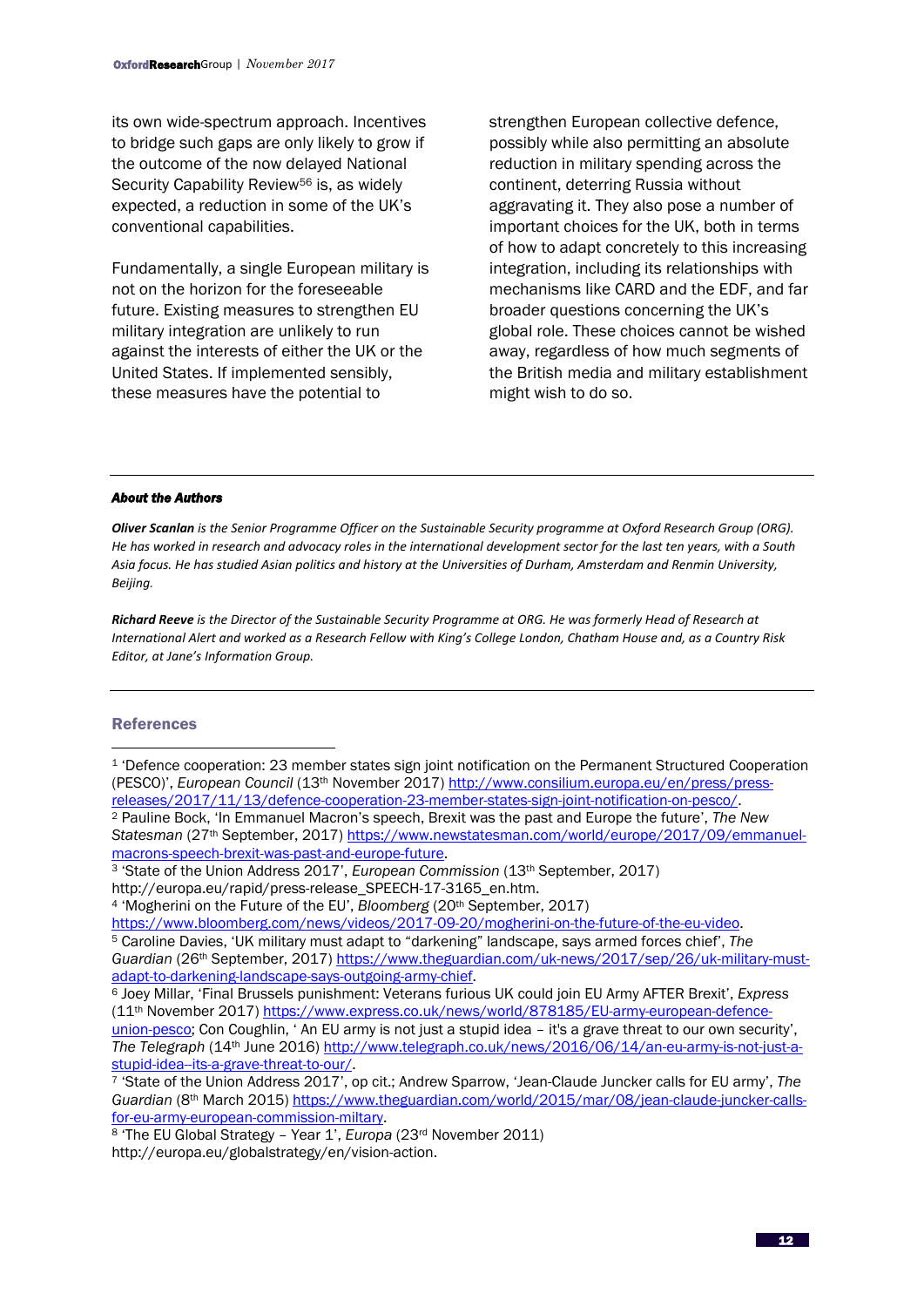its own wide-spectrum approach. Incentives to bridge such gaps are only likely to grow if the outcome of the now delayed National Security Capability Review[56] is, as widely expected, a reduction in some of the UK's conventional capabilities.

Fundamentally, a single European military is not on the horizon for the foreseeable future. Existing measures to strengthen EU military integration are unlikely to run against the interests of either the UK or the United States. If implemented sensibly, these measures have the potential to strengthen European collective defence, possibly while also permitting an absolute reduction in military spending across the continent, deterring Russia without aggravating it. They also pose a number of important choices for the UK, both in terms of how to adapt concretely to this increasing integration, including its relationships with mechanisms like CARD and the EDF, and far broader questions concerning the UK's global role. These choices cannot be wished away, regardless of how much segments of the British media and military establishment might wish to do so.

---

***About the Authors***

***Oliver Scanlan*** *is the Senior Programme Officer on the Sustainable Security programme at Oxford Research Group (ORG). He has worked in research and advocacy roles in the international development sector for the last ten years, with a South Asia focus. He has studied Asian politics and history at the Universities of Durham, Amsterdam and Renmin University, Beijing.*

***Richard Reeve*** *is the Director of the Sustainable Security Programme at ORG. He was formerly Head of Research at International Alert and worked as a Research Fellow with King's College London, Chatham House and, as a Country Risk Editor, at Jane's Information Group.*

---

## References

[1] 'Defence cooperation: 23 member states sign joint notification on the Permanent Structured Cooperation (PESCO)', *European Council* (13th November 2017) http://www.consilium.europa.eu/en/press/press-releases/2017/11/13/defence-cooperation-23-member-states-sign-joint-notification-on-pesco/.

[2] Pauline Bock, 'In Emmanuel Macron's speech, Brexit was the past and Europe the future', *The New Statesman* (27th September, 2017) https://www.newstatesman.com/world/europe/2017/09/emmanuel-macrons-speech-brexit-was-past-and-europe-future.

[3] 'State of the Union Address 2017', *European Commission* (13th September, 2017) http://europa.eu/rapid/press-release_SPEECH-17-3165_en.htm.

[4] 'Mogherini on the Future of the EU', *Bloomberg* (20th September, 2017) https://www.bloomberg.com/news/videos/2017-09-20/mogherini-on-the-future-of-the-eu-video.

[5] Caroline Davies, 'UK military must adapt to "darkening" landscape, says armed forces chief', *The Guardian* (26th September, 2017) https://www.theguardian.com/uk-news/2017/sep/26/uk-military-must-adapt-to-darkening-landscape-says-outgoing-army-chief.

[6] Joey Millar, 'Final Brussels punishment: Veterans furious UK could join EU Army AFTER Brexit', *Express* (11th November 2017) https://www.express.co.uk/news/world/878185/EU-army-european-defence-union-pesco; Con Coughlin, ' An EU army is not just a stupid idea – it's a grave threat to our own security', *The Telegraph* (14th June 2016) http://www.telegraph.co.uk/news/2016/06/14/an-eu-army-is-not-just-a-stupid-idea--its-a-grave-threat-to-our/.

[7] 'State of the Union Address 2017', op cit.; Andrew Sparrow, 'Jean-Claude Juncker calls for EU army', *The Guardian* (8th March 2015) https://www.theguardian.com/world/2015/mar/08/jean-claude-juncker-calls-for-eu-army-european-commission-miltary.

[8] 'The EU Global Strategy – Year 1', *Europa* (23rd November 2011) http://europa.eu/globalstrategy/en/vision-action.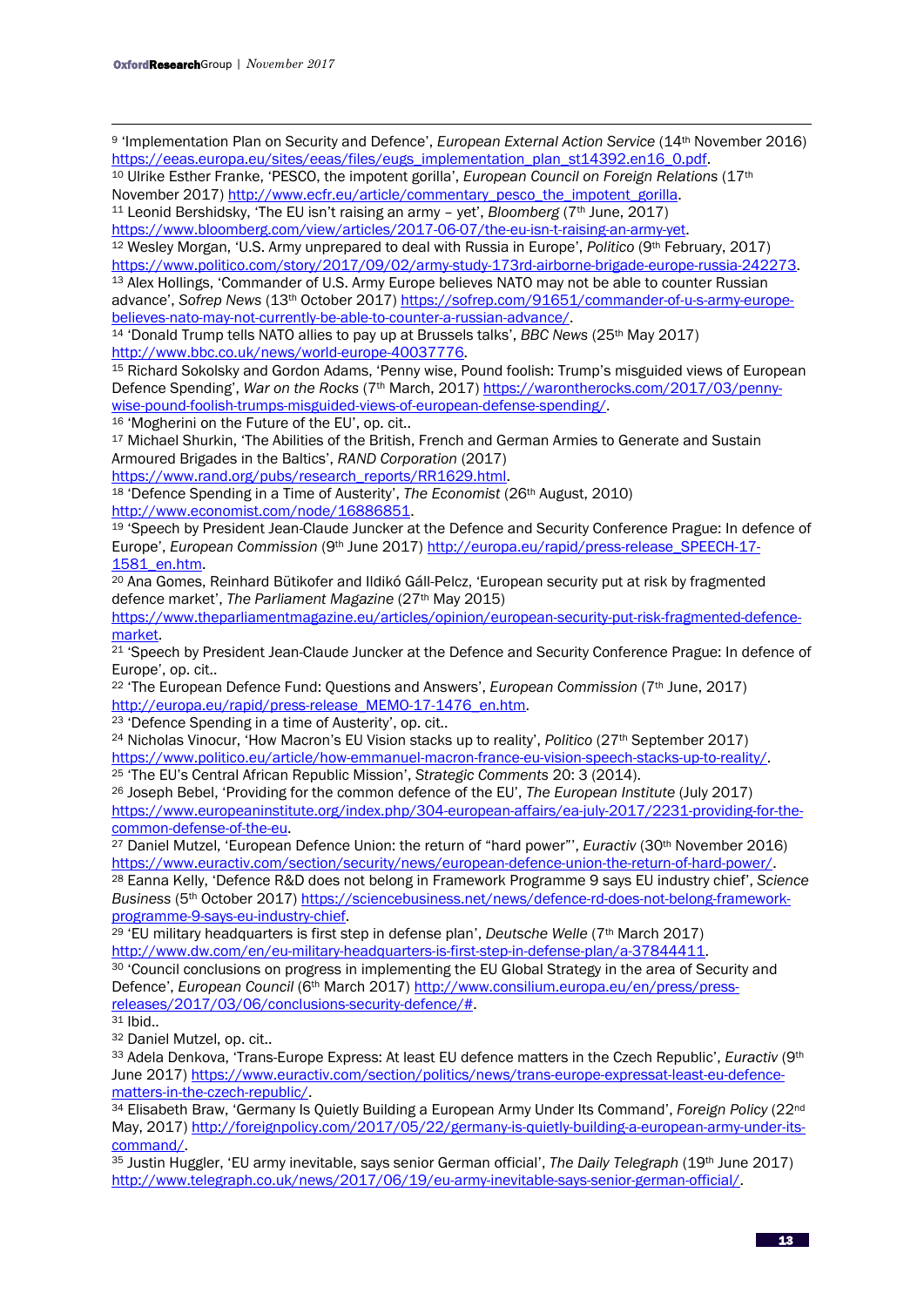[9] 'Implementation Plan on Security and Defence', *European External Action Service* (14th November 2016) https://eeas.europa.eu/sites/eeas/files/eugs_implementation_plan_st14392.en16_0.pdf.

[10] Ulrike Esther Franke, 'PESCO, the impotent gorilla', *European Council on Foreign Relations* (17th November 2017) http://www.ecfr.eu/article/commentary_pesco_the_impotent_gorilla.

[11] Leonid Bershidsky, 'The EU isn't raising an army – yet', *Bloomberg* (7th June, 2017) https://www.bloomberg.com/view/articles/2017-06-07/the-eu-isn-t-raising-an-army-yet.

[12] Wesley Morgan, 'U.S. Army unprepared to deal with Russia in Europe', *Politico* (9th February, 2017) https://www.politico.com/story/2017/09/02/army-study-173rd-airborne-brigade-europe-russia-242273.

[13] Alex Hollings, 'Commander of U.S. Army Europe believes NATO may not be able to counter Russian advance', *Sofrep News* (13th October 2017) https://sofrep.com/91651/commander-of-u-s-army-europe-believes-nato-may-not-currently-be-able-to-counter-a-russian-advance/.

[14] 'Donald Trump tells NATO allies to pay up at Brussels talks', *BBC News* (25th May 2017) http://www.bbc.co.uk/news/world-europe-40037776.

[15] Richard Sokolsky and Gordon Adams, 'Penny wise, Pound foolish: Trump's misguided views of European Defence Spending', *War on the Rocks* (7th March, 2017) https://warontherocks.com/2017/03/penny-wise-pound-foolish-trumps-misguided-views-of-european-defense-spending/.

[16] 'Mogherini on the Future of the EU', op. cit..

[17] Michael Shurkin, 'The Abilities of the British, French and German Armies to Generate and Sustain Armoured Brigades in the Baltics', *RAND Corporation* (2017) https://www.rand.org/pubs/research_reports/RR1629.html.

[18] 'Defence Spending in a Time of Austerity', *The Economist* (26th August, 2010) http://www.economist.com/node/16886851.

[19] 'Speech by President Jean-Claude Juncker at the Defence and Security Conference Prague: In defence of Europe', *European Commission* (9th June 2017) http://europa.eu/rapid/press-release_SPEECH-17-1581_en.htm.

[20] Ana Gomes, Reinhard Bütikofer and Ildikó Gáll-Pelcz, 'European security put at risk by fragmented defence market', *The Parliament Magazine* (27th May 2015) https://www.theparliamentmagazine.eu/articles/opinion/european-security-put-risk-fragmented-defence-market.

[21] 'Speech by President Jean-Claude Juncker at the Defence and Security Conference Prague: In defence of Europe', op. cit..

[22] 'The European Defence Fund: Questions and Answers', *European Commission* (7th June, 2017) http://europa.eu/rapid/press-release_MEMO-17-1476_en.htm.

[23] 'Defence Spending in a time of Austerity', op. cit..

[24] Nicholas Vinocur, 'How Macron's EU Vision stacks up to reality', *Politico* (27th September 2017) https://www.politico.eu/article/how-emmanuel-macron-france-eu-vision-speech-stacks-up-to-reality/.

[25] 'The EU's Central African Republic Mission', *Strategic Comments* 20: 3 (2014).

[26] Joseph Bebel, 'Providing for the common defence of the EU', *The European Institute* (July 2017) https://www.europeaninstitute.org/index.php/304-european-affairs/ea-july-2017/2231-providing-for-the-common-defense-of-the-eu.

[27] Daniel Mutzel, 'European Defence Union: the return of "hard power"', *Euractiv* (30th November 2016) https://www.euractiv.com/section/security/news/european-defence-union-the-return-of-hard-power/.

[28] Eanna Kelly, 'Defence R&D does not belong in Framework Programme 9 says EU industry chief', *Science Business* (5th October 2017) https://sciencebusiness.net/news/defence-rd-does-not-belong-framework-programme-9-says-eu-industry-chief.

[29] 'EU military headquarters is first step in defense plan', *Deutsche Welle* (7th March 2017) http://www.dw.com/en/eu-military-headquarters-is-first-step-in-defense-plan/a-37844411.

[30] 'Council conclusions on progress in implementing the EU Global Strategy in the area of Security and Defence', *European Council* (6th March 2017) http://www.consilium.europa.eu/en/press/press-releases/2017/03/06/conclusions-security-defence/#.

[31] Ibid..

[32] Daniel Mutzel, op. cit..

[33] Adela Denkova, 'Trans-Europe Express: At least EU defence matters in the Czech Republic', *Euractiv* (9th June 2017) https://www.euractiv.com/section/politics/news/trans-europe-expressat-least-eu-defence-matters-in-the-czech-republic/.

[34] Elisabeth Braw, 'Germany Is Quietly Building a European Army Under Its Command', *Foreign Policy* (22nd May, 2017) http://foreignpolicy.com/2017/05/22/germany-is-quietly-building-a-european-army-under-its-command/.

[35] Justin Huggler, 'EU army inevitable, says senior German official', *The Daily Telegraph* (19th June 2017) http://www.telegraph.co.uk/news/2017/06/19/eu-army-inevitable-says-senior-german-official/.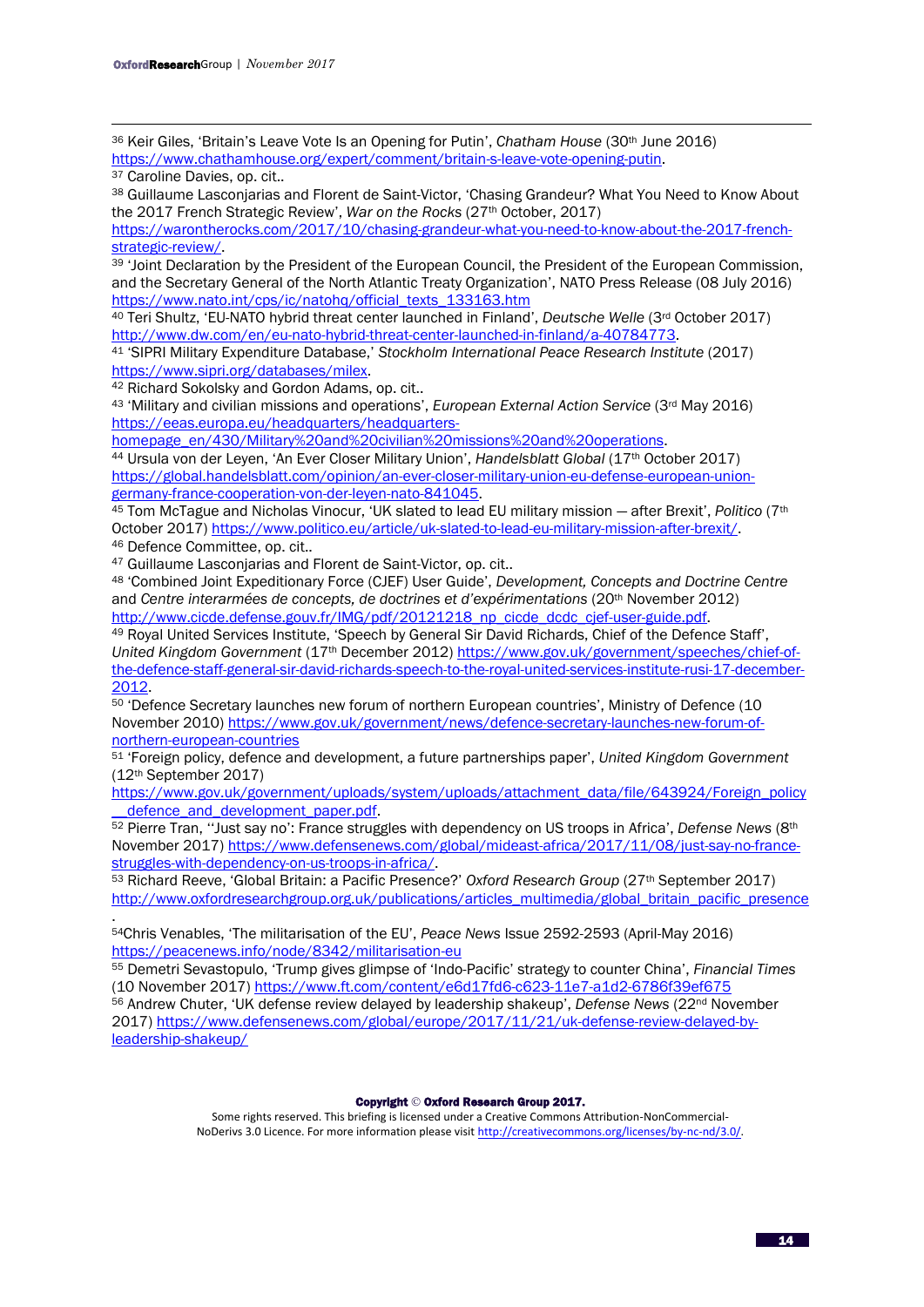[36] Keir Giles, 'Britain's Leave Vote Is an Opening for Putin', *Chatham House* (30th June 2016) https://www.chathamhouse.org/expert/comment/britain-s-leave-vote-opening-putin.

[37] Caroline Davies, op. cit..

[38] Guillaume Lasconjarias and Florent de Saint-Victor, 'Chasing Grandeur? What You Need to Know About the 2017 French Strategic Review', *War on the Rocks* (27th October, 2017) https://warontherocks.com/2017/10/chasing-grandeur-what-you-need-to-know-about-the-2017-french-strategic-review/.

[39] 'Joint Declaration by the President of the European Council, the President of the European Commission, and the Secretary General of the North Atlantic Treaty Organization', NATO Press Release (08 July 2016) https://www.nato.int/cps/ic/natohq/official_texts_133163.htm

[40] Teri Shultz, 'EU-NATO hybrid threat center launched in Finland', *Deutsche Welle* (3rd October 2017) http://www.dw.com/en/eu-nato-hybrid-threat-center-launched-in-finland/a-40784773.

[41] 'SIPRI Military Expenditure Database,' *Stockholm International Peace Research Institute* (2017) https://www.sipri.org/databases/milex.

[42] Richard Sokolsky and Gordon Adams, op. cit..

[43] 'Military and civilian missions and operations', *European External Action Service* (3rd May 2016) https://eeas.europa.eu/headquarters/headquarters-homepage_en/430/Military%20and%20civilian%20missions%20and%20operations.

[44] Ursula von der Leyen, 'An Ever Closer Military Union', *Handelsblatt Global* (17th October 2017) https://global.handelsblatt.com/opinion/an-ever-closer-military-union-eu-defense-european-union-germany-france-cooperation-von-der-leyen-nato-841045.

[45] Tom McTague and Nicholas Vinocur, 'UK slated to lead EU military mission — after Brexit', *Politico* (7th October 2017) https://www.politico.eu/article/uk-slated-to-lead-eu-military-mission-after-brexit/.

[46] Defence Committee, op. cit..

[47] Guillaume Lasconjarias and Florent de Saint-Victor, op. cit..

[48] 'Combined Joint Expeditionary Force (CJEF) User Guide', *Development, Concepts and Doctrine Centre* and *Centre interarmées de concepts, de doctrines et d'expérimentations* (20th November 2012) http://www.cicde.defense.gouv.fr/IMG/pdf/20121218_np_cicde_dcdc_cjef-user-guide.pdf.

[49] Royal United Services Institute, 'Speech by General Sir David Richards, Chief of the Defence Staff', *United Kingdom Government* (17th December 2012) https://www.gov.uk/government/speeches/chief-of-the-defence-staff-general-sir-david-richards-speech-to-the-royal-united-services-institute-rusi-17-december-2012.

[50] 'Defence Secretary launches new forum of northern European countries', Ministry of Defence (10 November 2010) https://www.gov.uk/government/news/defence-secretary-launches-new-forum-of-northern-european-countries

[51] 'Foreign policy, defence and development, a future partnerships paper', *United Kingdom Government* (12th September 2017) https://www.gov.uk/government/uploads/system/uploads/attachment_data/file/643924/Foreign_policy__defence_and_development_paper.pdf.

[52] Pierre Tran, ''Just say no': France struggles with dependency on US troops in Africa', *Defense News* (8th November 2017) https://www.defensenews.com/global/mideast-africa/2017/11/08/just-say-no-france-struggles-with-dependency-on-us-troops-in-africa/.

[53] Richard Reeve, 'Global Britain: a Pacific Presence?' *Oxford Research Group* (27th September 2017) http://www.oxfordresearchgroup.org.uk/publications/articles_multimedia/global_britain_pacific_presence.

[54] Chris Venables, 'The militarisation of the EU', *Peace News* Issue 2592-2593 (April-May 2016) https://peacenews.info/node/8342/militarisation-eu

[55] Demetri Sevastopulo, 'Trump gives glimpse of 'Indo-Pacific' strategy to counter China', *Financial Times* (10 November 2017) https://www.ft.com/content/e6d17fd6-c623-11e7-a1d2-6786f39ef675

[56] Andrew Chuter, 'UK defense review delayed by leadership shakeup', *Defense News* (22nd November 2017) https://www.defensenews.com/global/europe/2017/11/21/uk-defense-review-delayed-by-leadership-shakeup/

**Copyright © Oxford Research Group 2017.**

Some rights reserved. This briefing is licensed under a Creative Commons Attribution-NonCommercial-NoDerivs 3.0 Licence. For more information please visit http://creativecommons.org/licenses/by-nc-nd/3.0/.